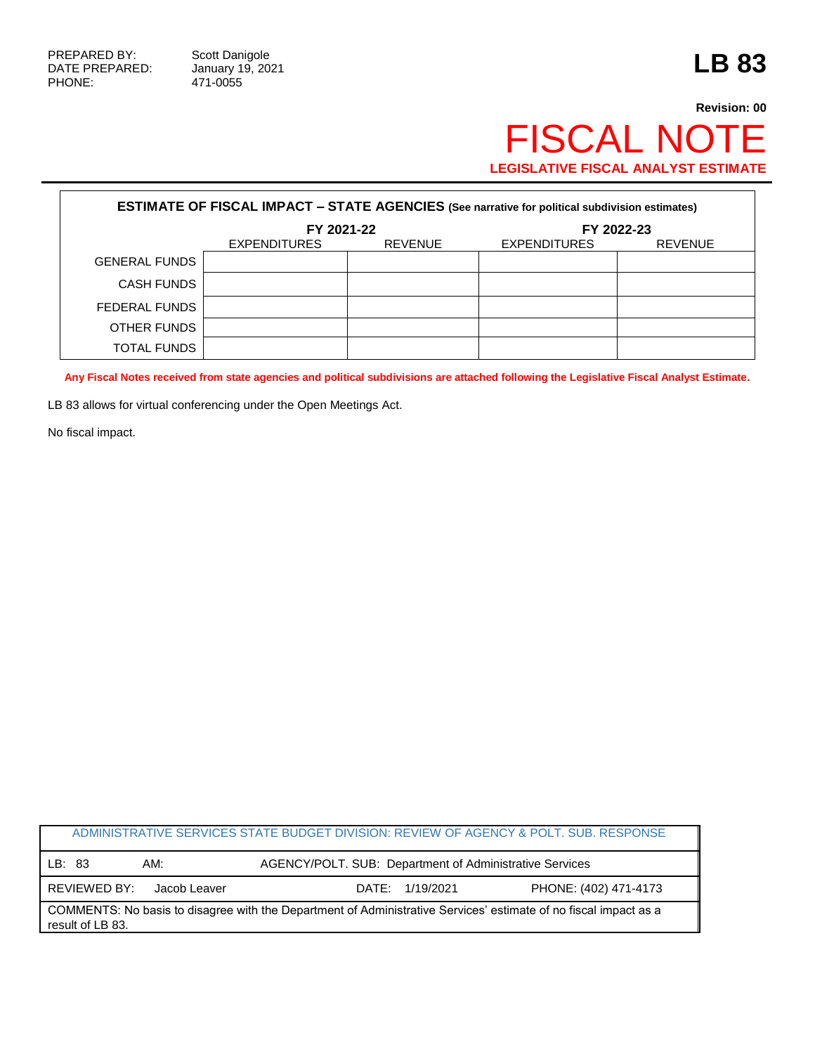PREPARED BY: Scott Danigole
DATE PREPARED: January 19, 2021
PHONE: 471-0055

# LB 83

**Revision: 00**

# FISCAL NOTE

**LEGISLATIVE FISCAL ANALYST ESTIMATE**

| **ESTIMATE OF FISCAL IMPACT – STATE AGENCIES** (See narrative for political subdivision estimates) | | | | |
|---|---|---|---|---|
| | **FY 2021-22** | | **FY 2022-23** | |
| | EXPENDITURES | REVENUE | EXPENDITURES | REVENUE |
| GENERAL FUNDS | | | | |
| CASH FUNDS | | | | |
| FEDERAL FUNDS | | | | |
| OTHER FUNDS | | | | |
| TOTAL FUNDS | | | | |

**Any Fiscal Notes received from state agencies and political subdivisions are attached following the Legislative Fiscal Analyst Estimate.**

LB 83 allows for virtual conferencing under the Open Meetings Act.

No fiscal impact.

| ADMINISTRATIVE SERVICES STATE BUDGET DIVISION: REVIEW OF AGENCY & POLT. SUB. RESPONSE | | | |
|---|---|---|---|
| LB: 83 | AM: | AGENCY/POLT. SUB: Department of Administrative Services | |
| REVIEWED BY: Jacob Leaver | | DATE: 1/19/2021 | PHONE: (402) 471-4173 |
| COMMENTS: No basis to disagree with the Department of Administrative Services' estimate of no fiscal impact as a result of LB 83. | | | |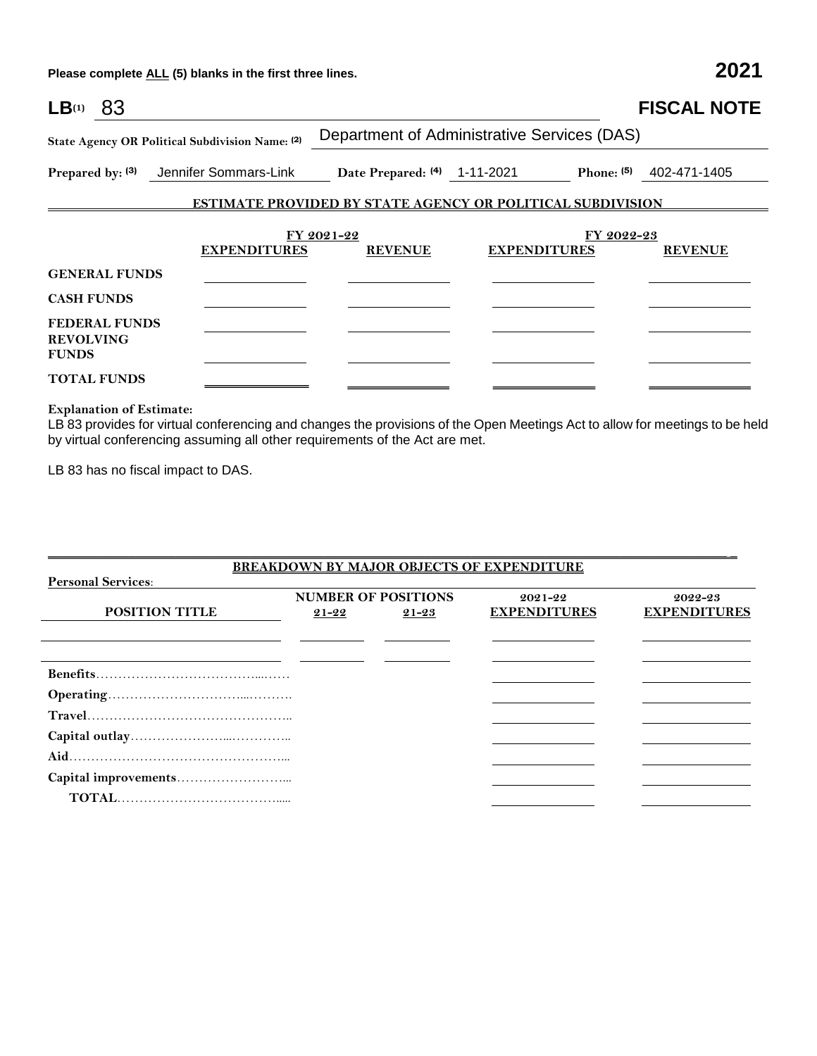Please complete ALL (5) blanks in the first three lines. **2021**

**LB**(1) 83 **FISCAL NOTE**

**State Agency OR Political Subdivision Name: (2)** Department of Administrative Services (DAS)

**Prepared by: (3)** Jennifer Sommars-Link **Date Prepared: (4)** 1-11-2021 **Phone: (5)** 402-471-1405

## ESTIMATE PROVIDED BY STATE AGENCY OR POLITICAL SUBDIVISION

| | FY 2021-22 | | FY 2022-23 | |
|---|---|---|---|---|
| | **EXPENDITURES** | **REVENUE** | **EXPENDITURES** | **REVENUE** |
| **GENERAL FUNDS** | | | | |
| **CASH FUNDS** | | | | |
| **FEDERAL FUNDS** | | | | |
| **REVOLVING FUNDS** | | | | |
| **TOTAL FUNDS** | | | | |

**Explanation of Estimate:**

LB 83 provides for virtual conferencing and changes the provisions of the Open Meetings Act to allow for meetings to be held by virtual conferencing assuming all other requirements of the Act are met.

LB 83 has no fiscal impact to DAS.

## BREAKDOWN BY MAJOR OBJECTS OF EXPENDITURE

**Personal Services:**

| POSITION TITLE | NUMBER OF POSITIONS 21-22 | 21-23 | 2021-22 EXPENDITURES | 2022-23 EXPENDITURES |
|---|---|---|---|---|
| | | | | |
| | | | | |
| **Benefits** | | | | |
| **Operating** | | | | |
| **Travel** | | | | |
| **Capital outlay** | | | | |
| **Aid** | | | | |
| **Capital improvements** | | | | |
| **TOTAL** | | | | |